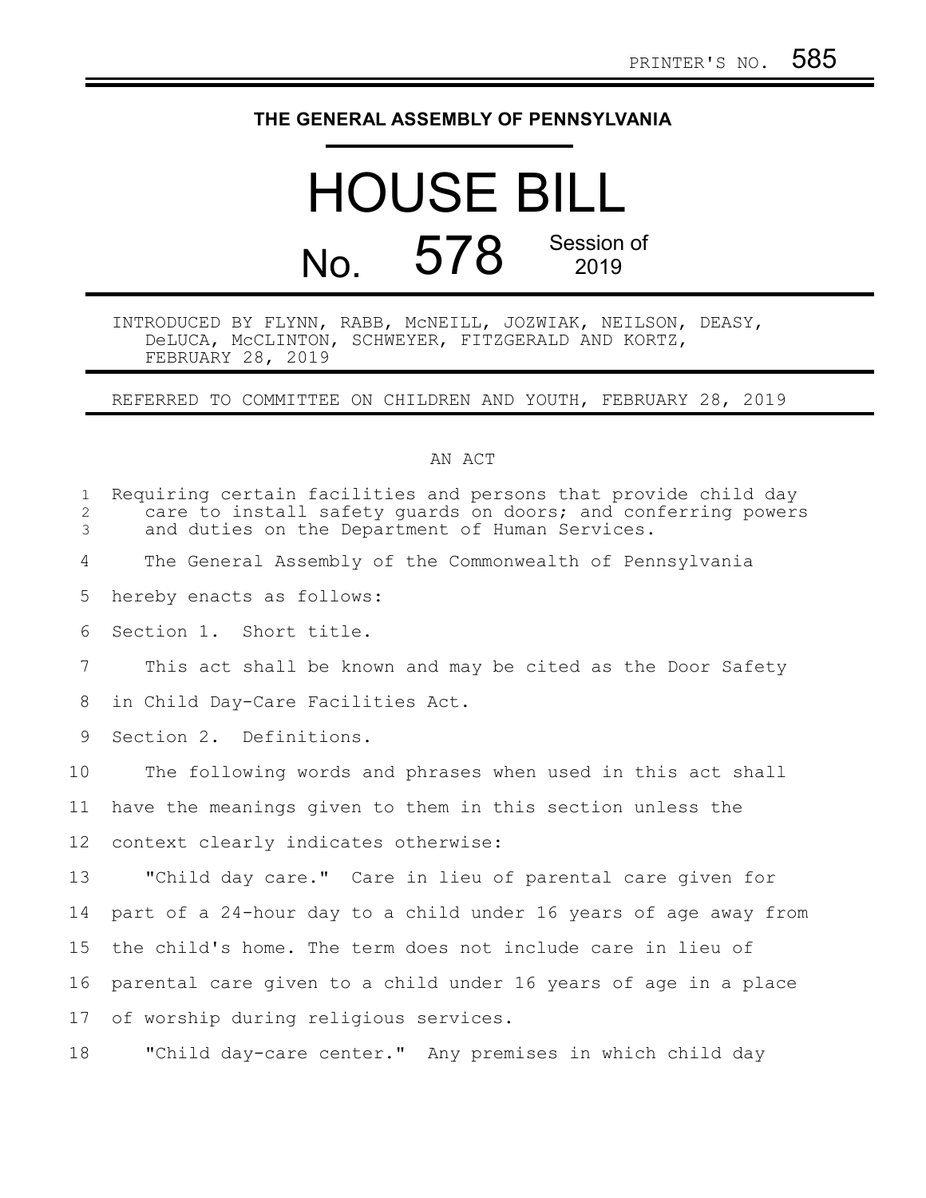PRINTER'S NO. 585

# THE GENERAL ASSEMBLY OF PENNSYLVANIA

# HOUSE BILL

## No. 578 Session of 2019

INTRODUCED BY FLYNN, RABB, McNEILL, JOZWIAK, NEILSON, DEASY, DeLUCA, McCLINTON, SCHWEYER, FITZGERALD AND KORTZ, FEBRUARY 28, 2019

REFERRED TO COMMITTEE ON CHILDREN AND YOUTH, FEBRUARY 28, 2019

AN ACT

Requiring certain facilities and persons that provide child day care to install safety guards on doors; and conferring powers and duties on the Department of Human Services.

The General Assembly of the Commonwealth of Pennsylvania hereby enacts as follows:

Section 1. Short title.

This act shall be known and may be cited as the Door Safety in Child Day-Care Facilities Act.

Section 2. Definitions.

The following words and phrases when used in this act shall have the meanings given to them in this section unless the context clearly indicates otherwise:

"Child day care." Care in lieu of parental care given for part of a 24-hour day to a child under 16 years of age away from the child's home. The term does not include care in lieu of parental care given to a child under 16 years of age in a place of worship during religious services.

"Child day-care center." Any premises in which child day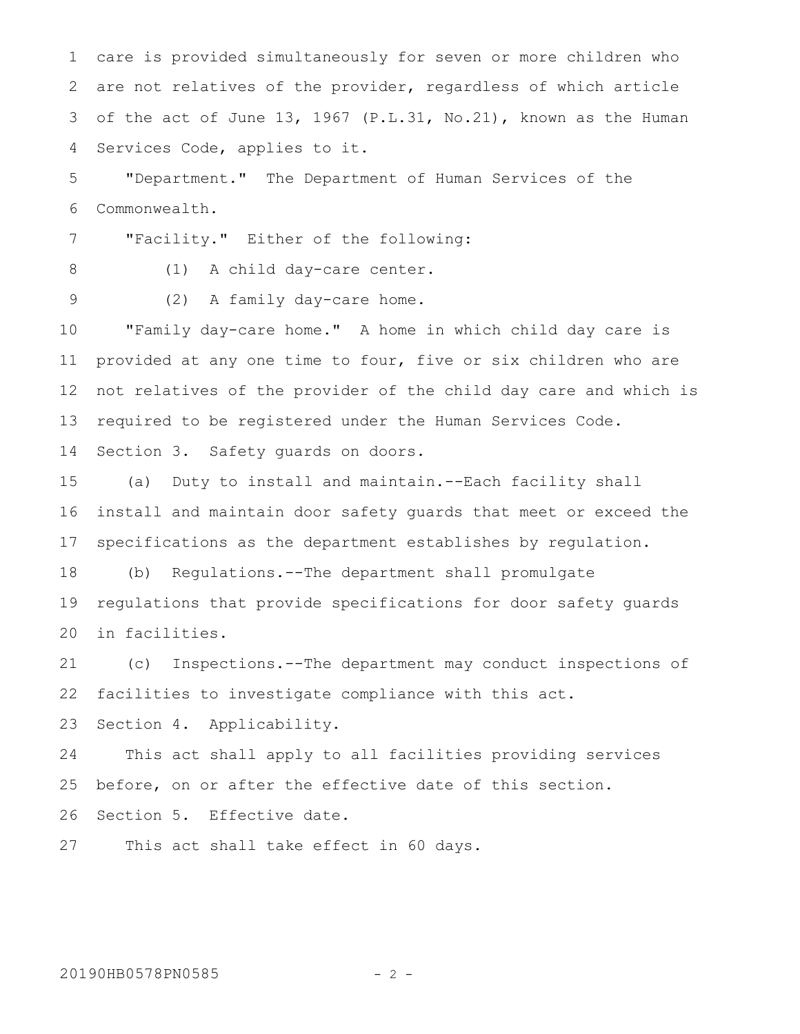care is provided simultaneously for seven or more children who are not relatives of the provider, regardless of which article of the act of June 13, 1967 (P.L.31, No.21), known as the Human Services Code, applies to it.

"Department." The Department of Human Services of the Commonwealth.

"Facility." Either of the following:

(1) A child day-care center.

(2) A family day-care home.

"Family day-care home." A home in which child day care is provided at any one time to four, five or six children who are not relatives of the provider of the child day care and which is required to be registered under the Human Services Code.

Section 3. Safety guards on doors.

(a) Duty to install and maintain.--Each facility shall install and maintain door safety guards that meet or exceed the specifications as the department establishes by regulation.

(b) Regulations.--The department shall promulgate regulations that provide specifications for door safety guards in facilities.

(c) Inspections.--The department may conduct inspections of facilities to investigate compliance with this act.

Section 4. Applicability.

This act shall apply to all facilities providing services before, on or after the effective date of this section.

Section 5. Effective date.

This act shall take effect in 60 days.